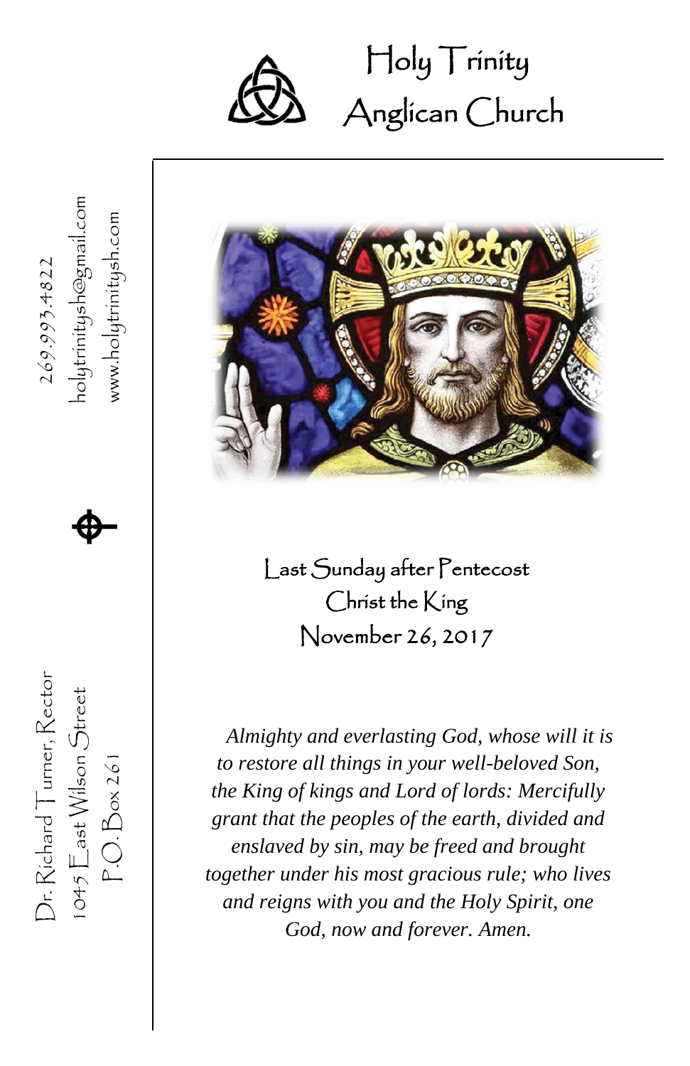# Holy Trinity Anglican Church

269.993.4822
holytrinitysh@gmail.com
www.holytrinitysh.com

Dr. Richard Turner, Rector
1045 East Wilson Street
P.O. Box 261

## Last Sunday after Pentecost
## Christ the King
## November 26, 2017

*Almighty and everlasting God, whose will it is to restore all things in your well-beloved Son, the King of kings and Lord of lords: Mercifully grant that the peoples of the earth, divided and enslaved by sin, may be freed and brought together under his most gracious rule; who lives and reigns with you and the Holy Spirit, one God, now and forever. Amen.*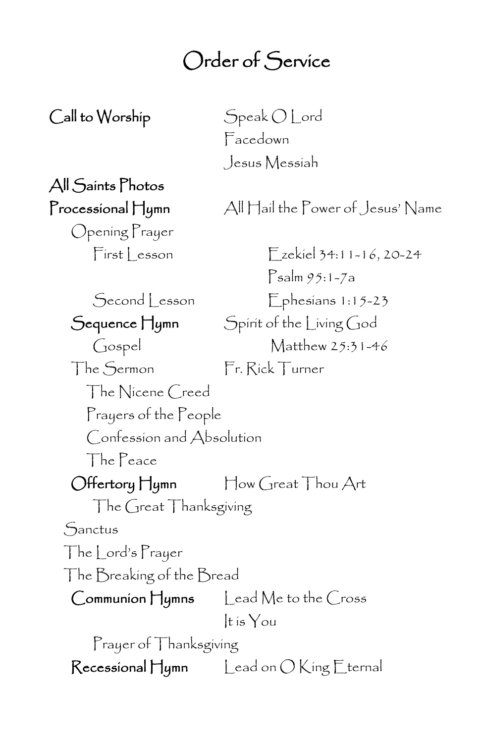# Order of Service

**Call to Worship** Speak O Lord
Facedown
Jesus Messiah

**All Saints Photos**

**Processional Hymn** All Hail the Power of Jesus' Name

Opening Prayer

First Lesson Ezekiel 34:11-16, 20-24
Psalm 95:1-7a

Second Lesson Ephesians 1:15-23

**Sequence Hymn** Spirit of the Living God

Gospel Matthew 25:31-46

The Sermon Fr. Rick Turner

The Nicene Creed

Prayers of the People

Confession and Absolution

The Peace

**Offertory Hymn** How Great Thou Art

The Great Thanksgiving

Sanctus

The Lord's Prayer

The Breaking of the Bread

**Communion Hymns** Lead Me to the Cross
It is You

Prayer of Thanksgiving

**Recessional Hymn** Lead on O King Eternal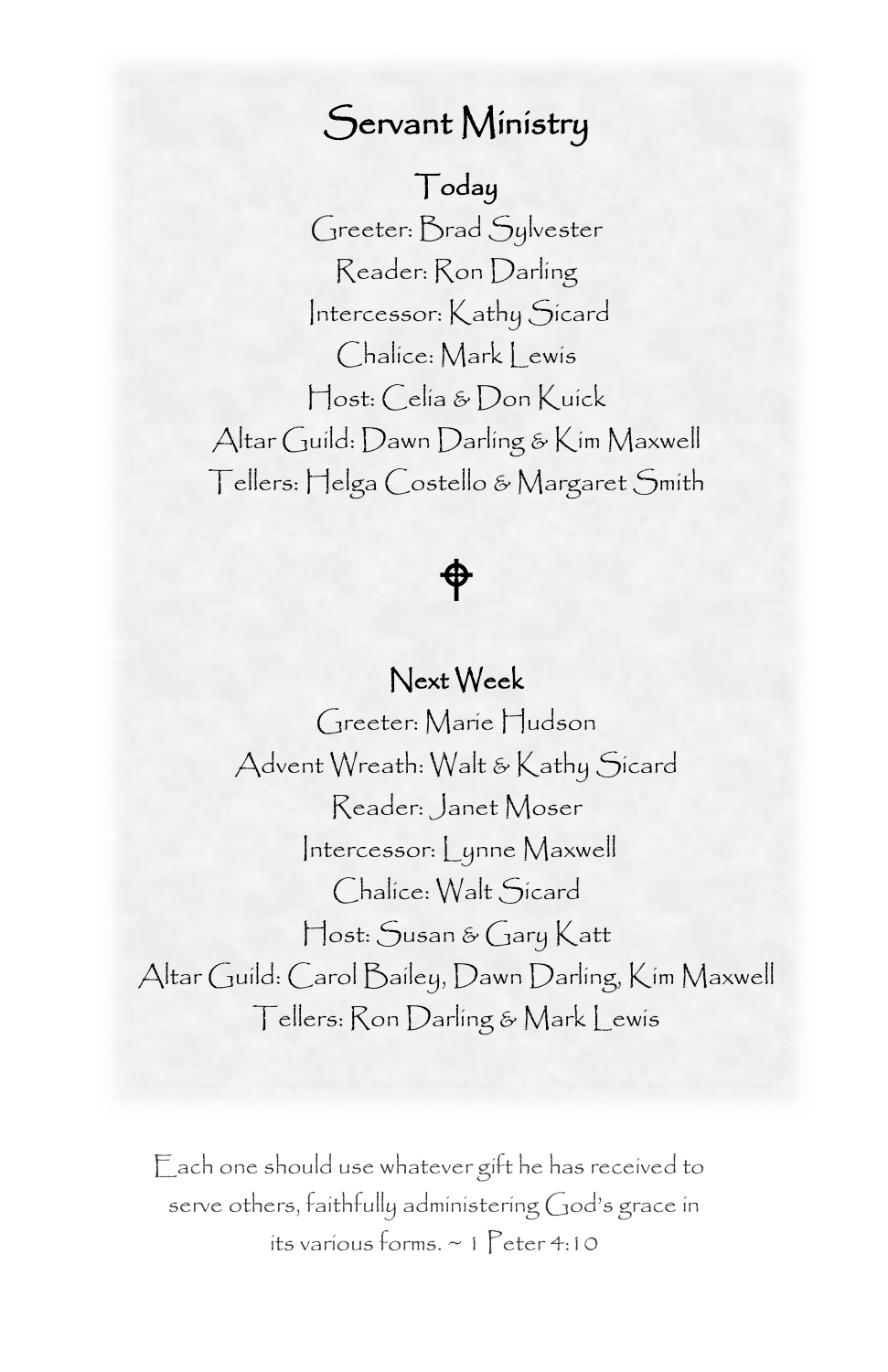# Servant Ministry

## Today

Greeter: Brad Sylvester

Reader: Ron Darling

Intercessor: Kathy Sicard

Chalice: Mark Lewis

Host: Celia & Don Kuick

Altar Guild: Dawn Darling & Kim Maxwell

Tellers: Helga Costello & Margaret Smith

## Next Week

Greeter: Marie Hudson

Advent Wreath: Walt & Kathy Sicard

Reader: Janet Moser

Intercessor: Lynne Maxwell

Chalice: Walt Sicard

Host: Susan & Gary Katt

Altar Guild: Carol Bailey, Dawn Darling, Kim Maxwell

Tellers: Ron Darling & Mark Lewis

Each one should use whatever gift he has received to serve others, faithfully administering God's grace in its various forms. ~ 1 Peter 4:10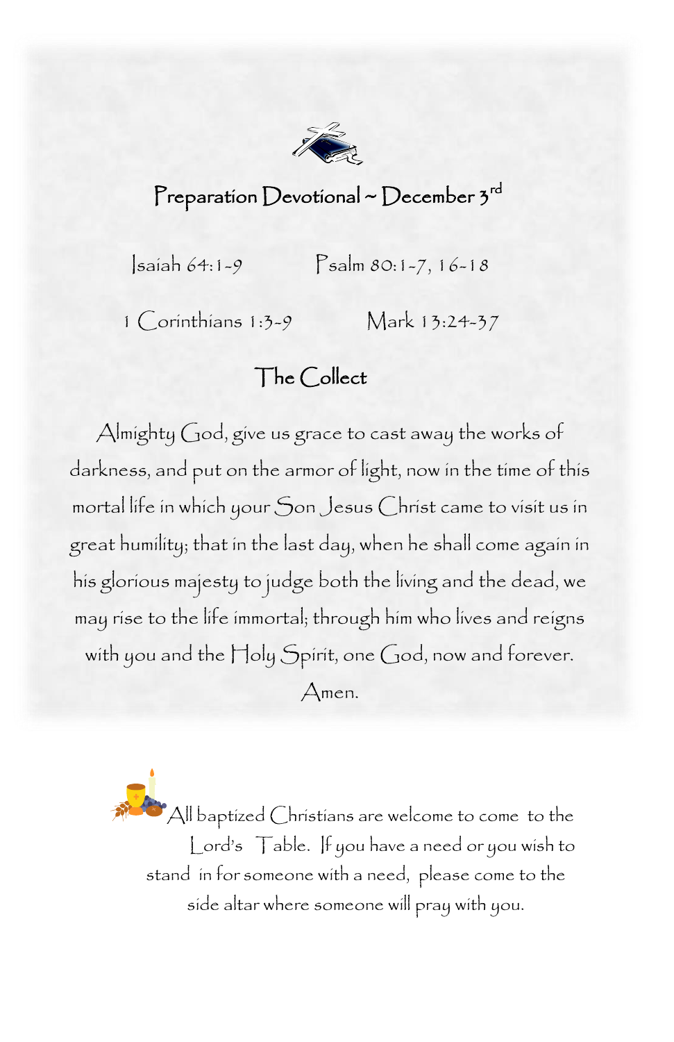# Preparation Devotional ~ December 3rd

Isaiah 64:1-9 Psalm 80:1-7, 16-18

1 Corinthians 1:3-9 Mark 13:24-37

## The Collect

Almighty God, give us grace to cast away the works of darkness, and put on the armor of light, now in the time of this mortal life in which your Son Jesus Christ came to visit us in great humility; that in the last day, when he shall come again in his glorious majesty to judge both the living and the dead, we may rise to the life immortal; through him who lives and reigns with you and the Holy Spirit, one God, now and forever. Amen.

All baptized Christians are welcome to come to the Lord's Table. If you have a need or you wish to stand in for someone with a need, please come to the side altar where someone will pray with you.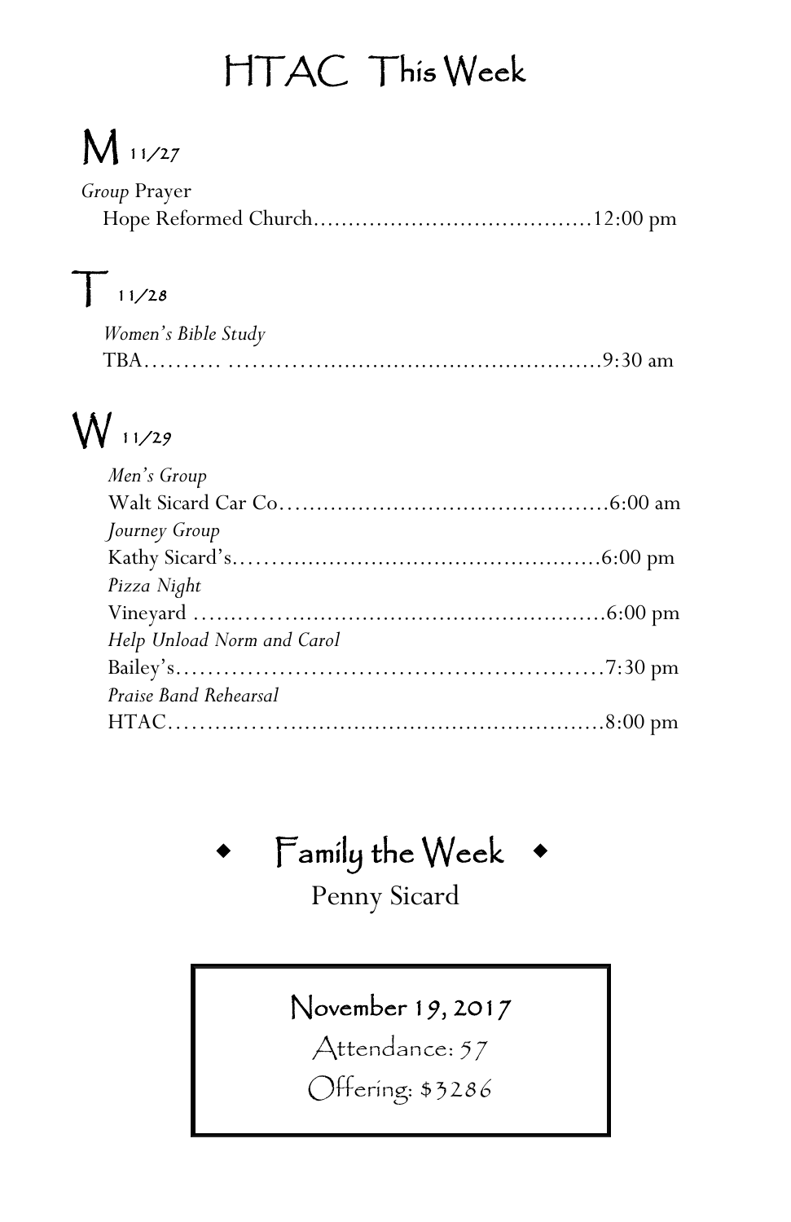# HTAC This Week

## M 11/27

*Group* Prayer
Hope Reformed Church……………………………………12:00 pm

## T 11/28

*Women's Bible Study*
TBA………. ……………………………………………9:30 am

## W 11/29

*Men's Group*
Walt Sicard Car Co………………………………………6:00 am
*Journey Group*
Kathy Sicard's……………………………………………6:00 pm
*Pizza Night*
Vineyard …………………………………………………6:00 pm
*Help Unload Norm and Carol*
Bailey's……………………………………………………7:30 pm
*Praise Band Rehearsal*
HTAC………………………………………………………8:00 pm

## ◆ Family the Week ◆

Penny Sicard

November 19, 2017
Attendance: 57
Offering: $3286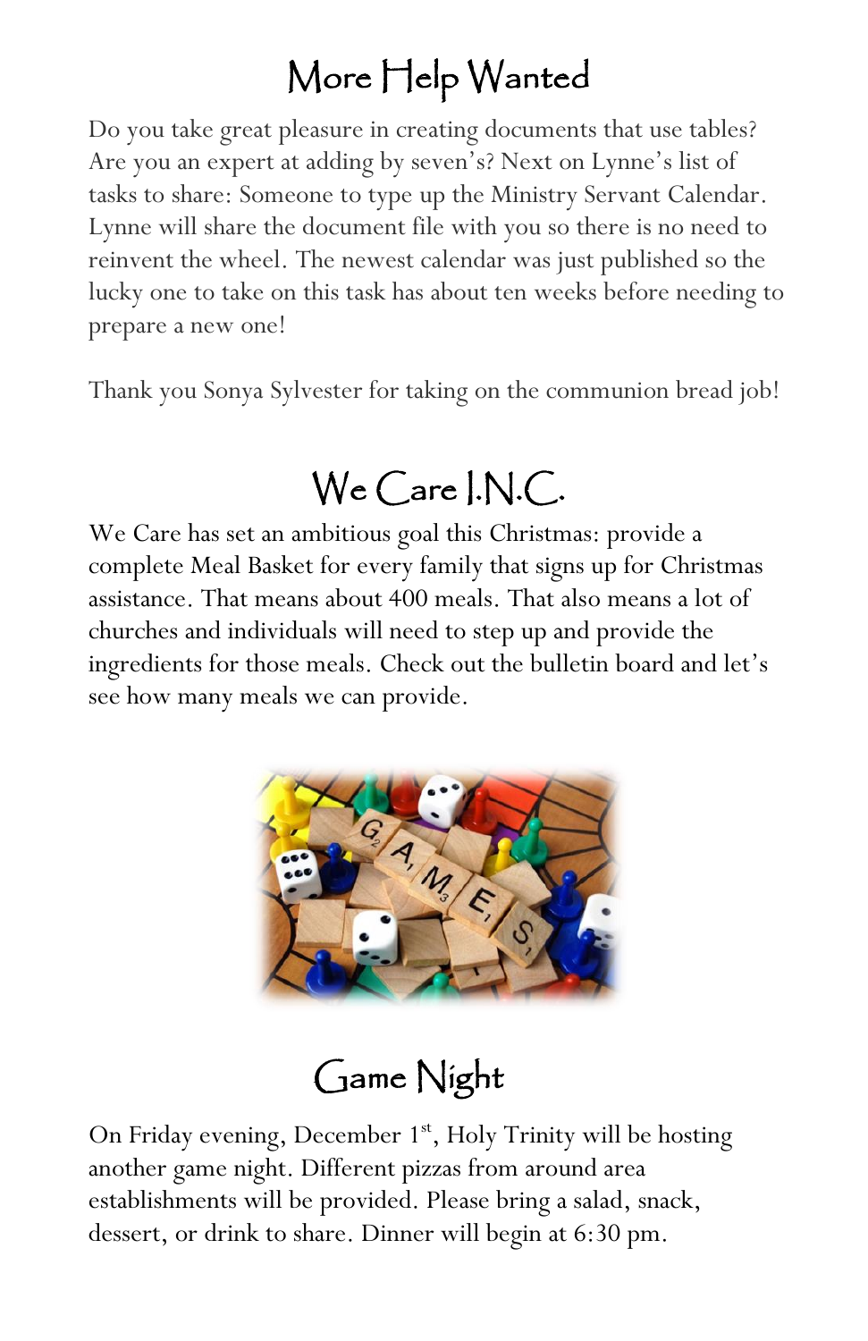# More Help Wanted

Do you take great pleasure in creating documents that use tables? Are you an expert at adding by seven's? Next on Lynne's list of tasks to share: Someone to type up the Ministry Servant Calendar. Lynne will share the document file with you so there is no need to reinvent the wheel. The newest calendar was just published so the lucky one to take on this task has about ten weeks before needing to prepare a new one!

Thank you Sonya Sylvester for taking on the communion bread job!

# We Care I.N.C.

We Care has set an ambitious goal this Christmas: provide a complete Meal Basket for every family that signs up for Christmas assistance. That means about 400 meals. That also means a lot of churches and individuals will need to step up and provide the ingredients for those meals. Check out the bulletin board and let's see how many meals we can provide.

# Game Night

On Friday evening, December 1st, Holy Trinity will be hosting another game night. Different pizzas from around area establishments will be provided. Please bring a salad, snack, dessert, or drink to share. Dinner will begin at 6:30 pm.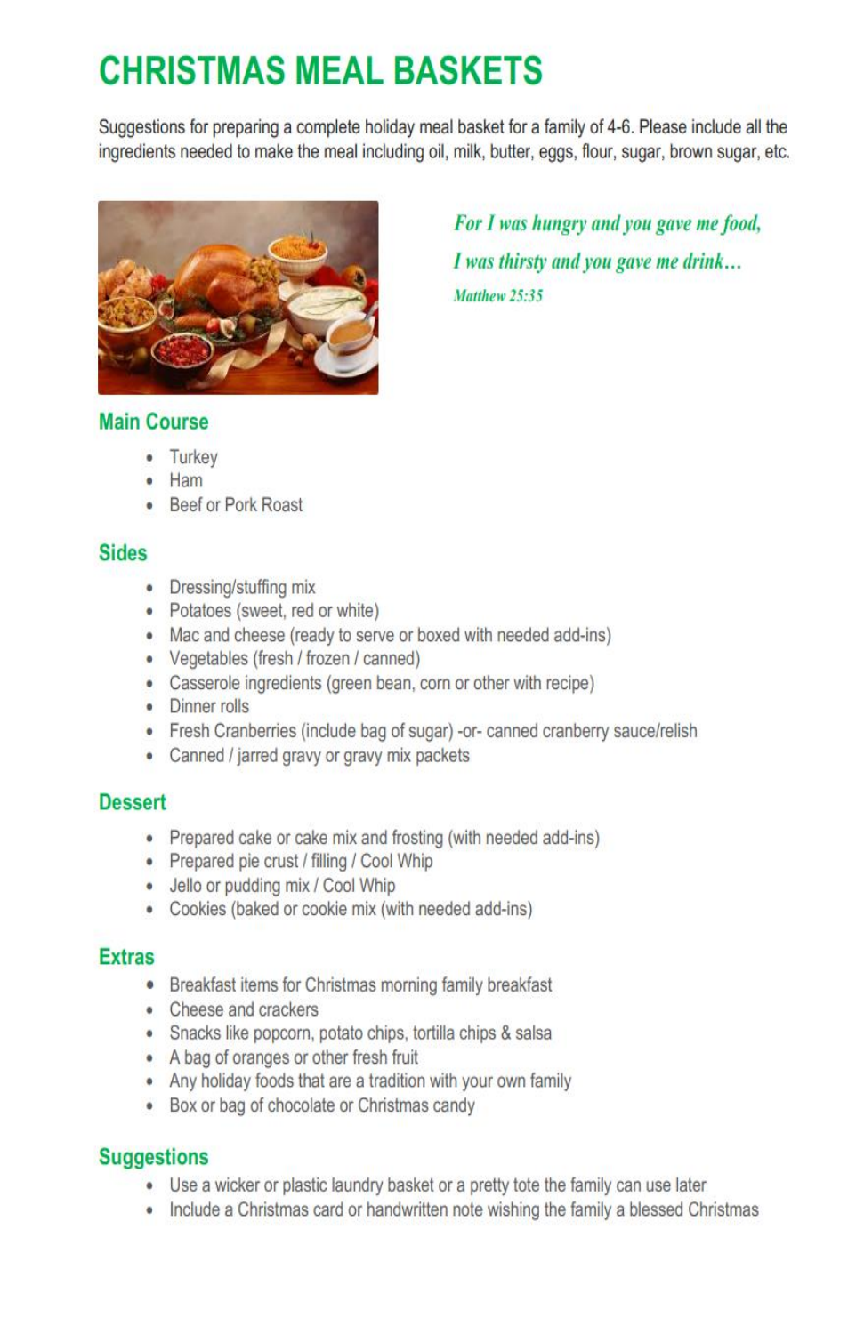# CHRISTMAS MEAL BASKETS

Suggestions for preparing a complete holiday meal basket for a family of 4-6. Please include all the ingredients needed to make the meal including oil, milk, butter, eggs, flour, sugar, brown sugar, etc.

*For I was hungry and you gave me food,*

*I was thirsty and you gave me drink…*

*Matthew 25:35*

## Main Course

- Turkey
- Ham
- Beef or Pork Roast

## Sides

- Dressing/stuffing mix
- Potatoes (sweet, red or white)
- Mac and cheese (ready to serve or boxed with needed add-ins)
- Vegetables (fresh / frozen / canned)
- Casserole ingredients (green bean, corn or other with recipe)
- Dinner rolls
- Fresh Cranberries (include bag of sugar) -or- canned cranberry sauce/relish
- Canned / jarred gravy or gravy mix packets

## Dessert

- Prepared cake or cake mix and frosting (with needed add-ins)
- Prepared pie crust / filling / Cool Whip
- Jello or pudding mix / Cool Whip
- Cookies (baked or cookie mix (with needed add-ins)

## Extras

- Breakfast items for Christmas morning family breakfast
- Cheese and crackers
- Snacks like popcorn, potato chips, tortilla chips & salsa
- A bag of oranges or other fresh fruit
- Any holiday foods that are a tradition with your own family
- Box or bag of chocolate or Christmas candy

## Suggestions

- Use a wicker or plastic laundry basket or a pretty tote the family can use later
- Include a Christmas card or handwritten note wishing the family a blessed Christmas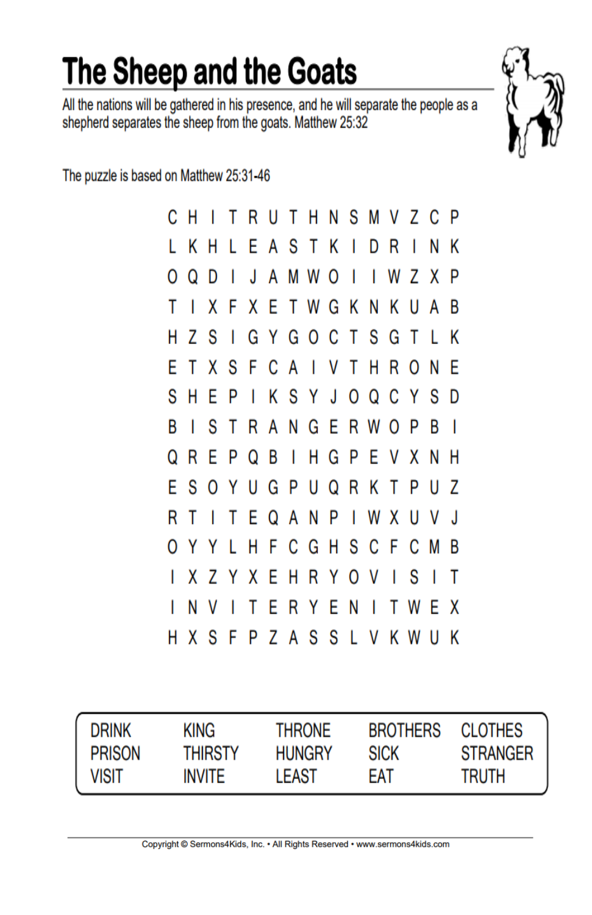# The Sheep and the Goats

All the nations will be gathered in his presence, and he will separate the people as a shepherd separates the sheep from the goats. Matthew 25:32

The puzzle is based on Matthew 25:31-46

```
C H I T R U T H N S M V Z C P
L K H L E A S T K I D R I N K
O Q D I J A M W O I I W Z X P
T I X F X E T W G K N K U A B
H Z S I G Y G O C T S G T L K
E T X S F C A I V T H R O N E
S H E P I K S Y J O Q C Y S D
B I S T R A N G E R W O P B I
Q R E P Q B I H G P E V X N H
E S O Y U G P U Q R K T P U Z
R T I T E Q A N P I W X U V J
O Y Y L H F C G H S C F C M B
I X Z Y X E H R Y O V I S I T
I N V I T E R Y E N I T W E X
H X S F P Z A S S L V K W U K
```

| | | | | |
|---|---|---|---|---|
| DRINK | KING | THRONE | BROTHERS | CLOTHES |
| PRISON | THIRSTY | HUNGRY | SICK | STRANGER |
| VISIT | INVITE | LEAST | EAT | TRUTH |

Copyright © Sermons4Kids, Inc. • All Rights Reserved • www.sermons4kids.com